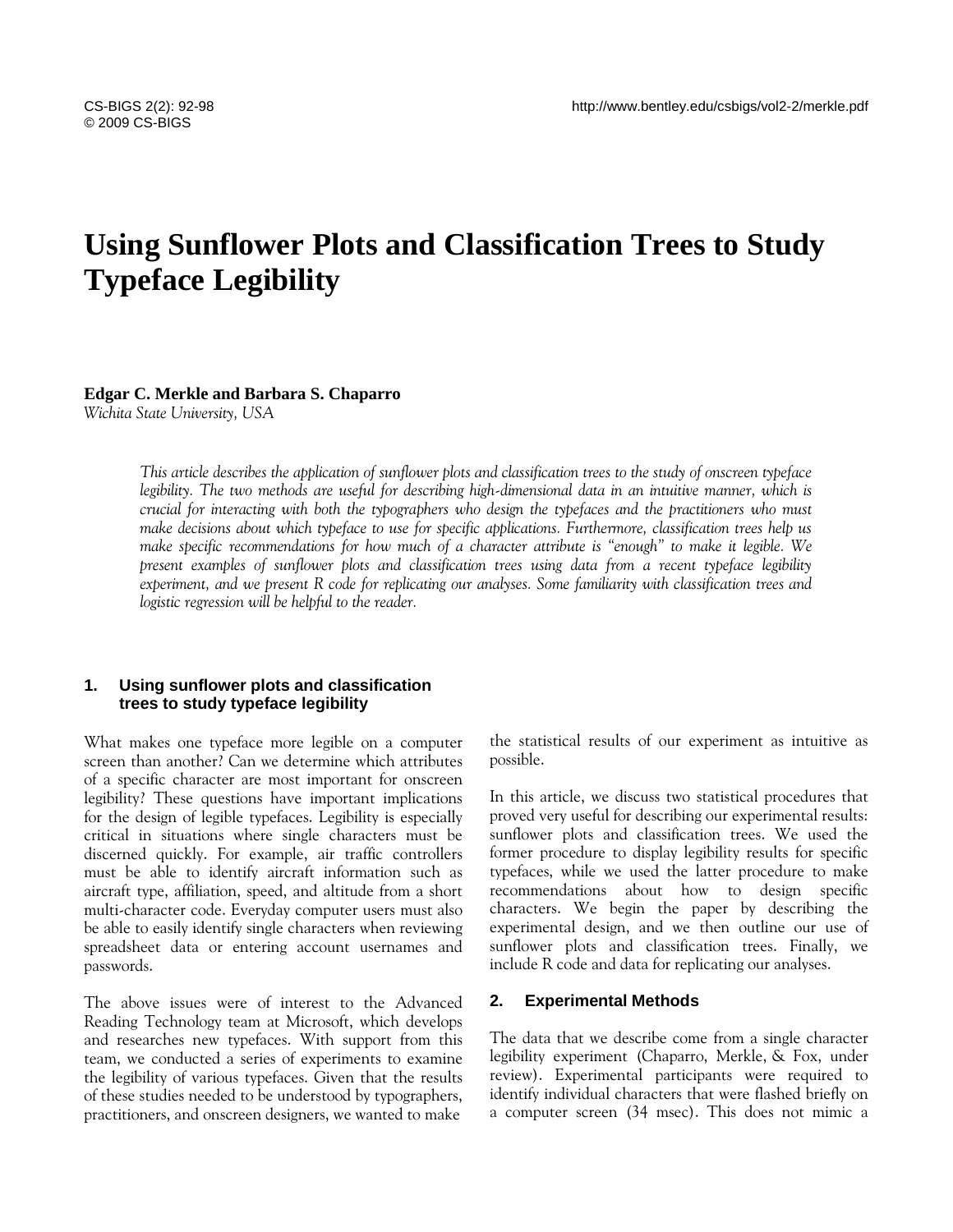# Using Sunflower Plots and Classification Trees to Study Typeface Legibility

**Edgar C. Merkle and Barbara S. Chaparro**
*Wichita State University, USA*

*This article describes the application of sunflower plots and classification trees to the study of onscreen typeface legibility. The two methods are useful for describing high-dimensional data in an intuitive manner, which is crucial for interacting with both the typographers who design the typefaces and the practitioners who must make decisions about which typeface to use for specific applications. Furthermore, classification trees help us make specific recommendations for how much of a character attribute is "enough" to make it legible. We present examples of sunflower plots and classification trees using data from a recent typeface legibility experiment, and we present R code for replicating our analyses. Some familiarity with classification trees and logistic regression will be helpful to the reader.*

## 1. Using sunflower plots and classification trees to study typeface legibility

What makes one typeface more legible on a computer screen than another? Can we determine which attributes of a specific character are most important for onscreen legibility? These questions have important implications for the design of legible typefaces. Legibility is especially critical in situations where single characters must be discerned quickly. For example, air traffic controllers must be able to identify aircraft information such as aircraft type, affiliation, speed, and altitude from a short multi-character code. Everyday computer users must also be able to easily identify single characters when reviewing spreadsheet data or entering account usernames and passwords.

The above issues were of interest to the Advanced Reading Technology team at Microsoft, which develops and researches new typefaces. With support from this team, we conducted a series of experiments to examine the legibility of various typefaces. Given that the results of these studies needed to be understood by typographers, practitioners, and onscreen designers, we wanted to make the statistical results of our experiment as intuitive as possible.

In this article, we discuss two statistical procedures that proved very useful for describing our experimental results: sunflower plots and classification trees. We used the former procedure to display legibility results for specific typefaces, while we used the latter procedure to make recommendations about how to design specific characters. We begin the paper by describing the experimental design, and we then outline our use of sunflower plots and classification trees. Finally, we include R code and data for replicating our analyses.

## 2. Experimental Methods

The data that we describe come from a single character legibility experiment (Chaparro, Merkle, & Fox, under review). Experimental participants were required to identify individual characters that were flashed briefly on a computer screen (34 msec). This does not mimic a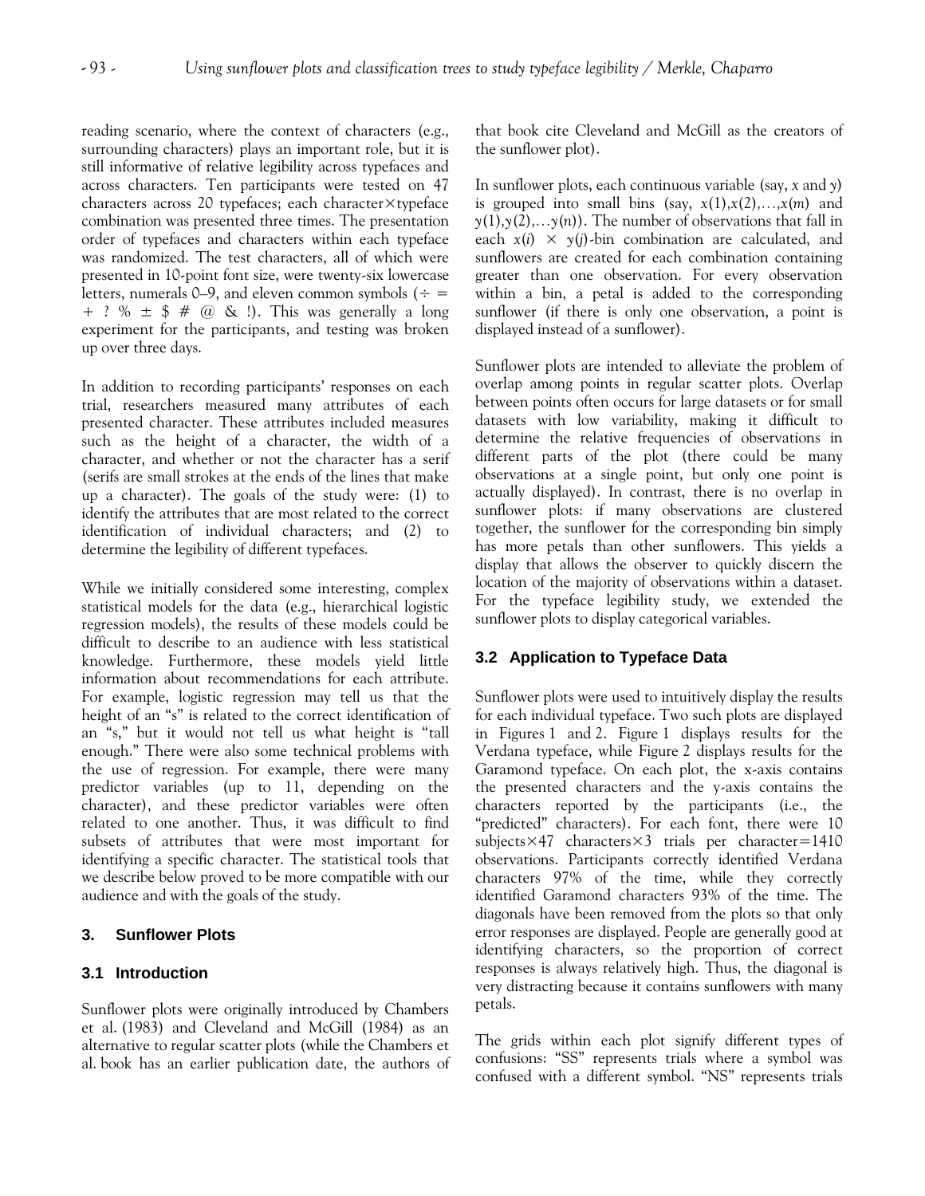reading scenario, where the context of characters (e.g., surrounding characters) plays an important role, but it is still informative of relative legibility across typefaces and across characters. Ten participants were tested on 47 characters across 20 typefaces; each character×typeface combination was presented three times. The presentation order of typefaces and characters within each typeface was randomized. The test characters, all of which were presented in 10-point font size, were twenty-six lowercase letters, numerals 0–9, and eleven common symbols (÷ = + ? % ± $ # @ & !). This was generally a long experiment for the participants, and testing was broken up over three days.

In addition to recording participants' responses on each trial, researchers measured many attributes of each presented character. These attributes included measures such as the height of a character, the width of a character, and whether or not the character has a serif (serifs are small strokes at the ends of the lines that make up a character). The goals of the study were: (1) to identify the attributes that are most related to the correct identification of individual characters; and (2) to determine the legibility of different typefaces.

While we initially considered some interesting, complex statistical models for the data (e.g., hierarchical logistic regression models), the results of these models could be difficult to describe to an audience with less statistical knowledge. Furthermore, these models yield little information about recommendations for each attribute. For example, logistic regression may tell us that the height of an "s" is related to the correct identification of an "s," but it would not tell us what height is "tall enough." There were also some technical problems with the use of regression. For example, there were many predictor variables (up to 11, depending on the character), and these predictor variables were often related to one another. Thus, it was difficult to find subsets of attributes that were most important for identifying a specific character. The statistical tools that we describe below proved to be more compatible with our audience and with the goals of the study.

## 3. Sunflower Plots

### 3.1 Introduction

Sunflower plots were originally introduced by Chambers et al. (1983) and Cleveland and McGill (1984) as an alternative to regular scatter plots (while the Chambers et al. book has an earlier publication date, the authors of that book cite Cleveland and McGill as the creators of the sunflower plot).

In sunflower plots, each continuous variable (say, $x$ and $y$) is grouped into small bins (say, $x(1),x(2),\ldots,x(m)$ and $y(1),y(2),\ldots y(n)$). The number of observations that fall in each $x(i) \times y(j)$-bin combination are calculated, and sunflowers are created for each combination containing greater than one observation. For every observation within a bin, a petal is added to the corresponding sunflower (if there is only one observation, a point is displayed instead of a sunflower).

Sunflower plots are intended to alleviate the problem of overlap among points in regular scatter plots. Overlap between points often occurs for large datasets or for small datasets with low variability, making it difficult to determine the relative frequencies of observations in different parts of the plot (there could be many observations at a single point, but only one point is actually displayed). In contrast, there is no overlap in sunflower plots: if many observations are clustered together, the sunflower for the corresponding bin simply has more petals than other sunflowers. This yields a display that allows the observer to quickly discern the location of the majority of observations within a dataset. For the typeface legibility study, we extended the sunflower plots to display categorical variables.

### 3.2 Application to Typeface Data

Sunflower plots were used to intuitively display the results for each individual typeface. Two such plots are displayed in Figures 1 and 2. Figure 1 displays results for the Verdana typeface, while Figure 2 displays results for the Garamond typeface. On each plot, the $x$-axis contains the presented characters and the $y$-axis contains the characters reported by the participants (i.e., the "predicted" characters). For each font, there were 10 subjects×47 characters×3 trials per character=1410 observations. Participants correctly identified Verdana characters 97% of the time, while they correctly identified Garamond characters 93% of the time. The diagonals have been removed from the plots so that only error responses are displayed. People are generally good at identifying characters, so the proportion of correct responses is always relatively high. Thus, the diagonal is very distracting because it contains sunflowers with many petals.

The grids within each plot signify different types of confusions: "SS" represents trials where a symbol was confused with a different symbol. "NS" represents trials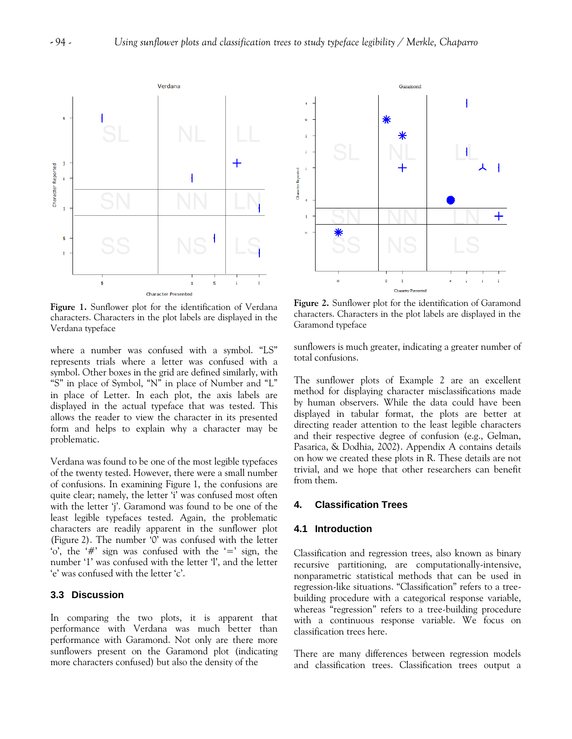**Figure 1.** Sunflower plot for the identification of Verdana characters. Characters in the plot labels are displayed in the Verdana typeface

where a number was confused with a symbol. "LS" represents trials where a letter was confused with a symbol. Other boxes in the grid are defined similarly, with "S" in place of Symbol, "N" in place of Number and "L" in place of Letter. In each plot, the axis labels are displayed in the actual typeface that was tested. This allows the reader to view the character in its presented form and helps to explain why a character may be problematic.

Verdana was found to be one of the most legible typefaces of the twenty tested. However, there were a small number of confusions. In examining Figure 1, the confusions are quite clear; namely, the letter 'i' was confused most often with the letter 'j'. Garamond was found to be one of the least legible typefaces tested. Again, the problematic characters are readily apparent in the sunflower plot (Figure 2). The number '0' was confused with the letter 'o', the '#' sign was confused with the '=' sign, the number '1' was confused with the letter 'l', and the letter 'e' was confused with the letter 'c'.

### 3.3 Discussion

In comparing the two plots, it is apparent that performance with Verdana was much better than performance with Garamond. Not only are there more sunflowers present on the Garamond plot (indicating more characters confused) but also the density of the

**Figure 2.** Sunflower plot for the identification of Garamond characters. Characters in the plot labels are displayed in the Garamond typeface

sunflowers is much greater, indicating a greater number of total confusions.

The sunflower plots of Example 2 are an excellent method for displaying character misclassifications made by human observers. While the data could have been displayed in tabular format, the plots are better at directing reader attention to the least legible characters and their respective degree of confusion (e.g., Gelman, Pasarica, & Dodhia, 2002). Appendix A contains details on how we created these plots in R. These details are not trivial, and we hope that other researchers can benefit from them.

## 4. Classification Trees

### 4.1 Introduction

Classification and regression trees, also known as binary recursive partitioning, are computationally-intensive, nonparametric statistical methods that can be used in regression-like situations. "Classification" refers to a tree-building procedure with a categorical response variable, whereas "regression" refers to a tree-building procedure with a continuous response variable. We focus on classification trees here.

There are many differences between regression models and classification trees. Classification trees output a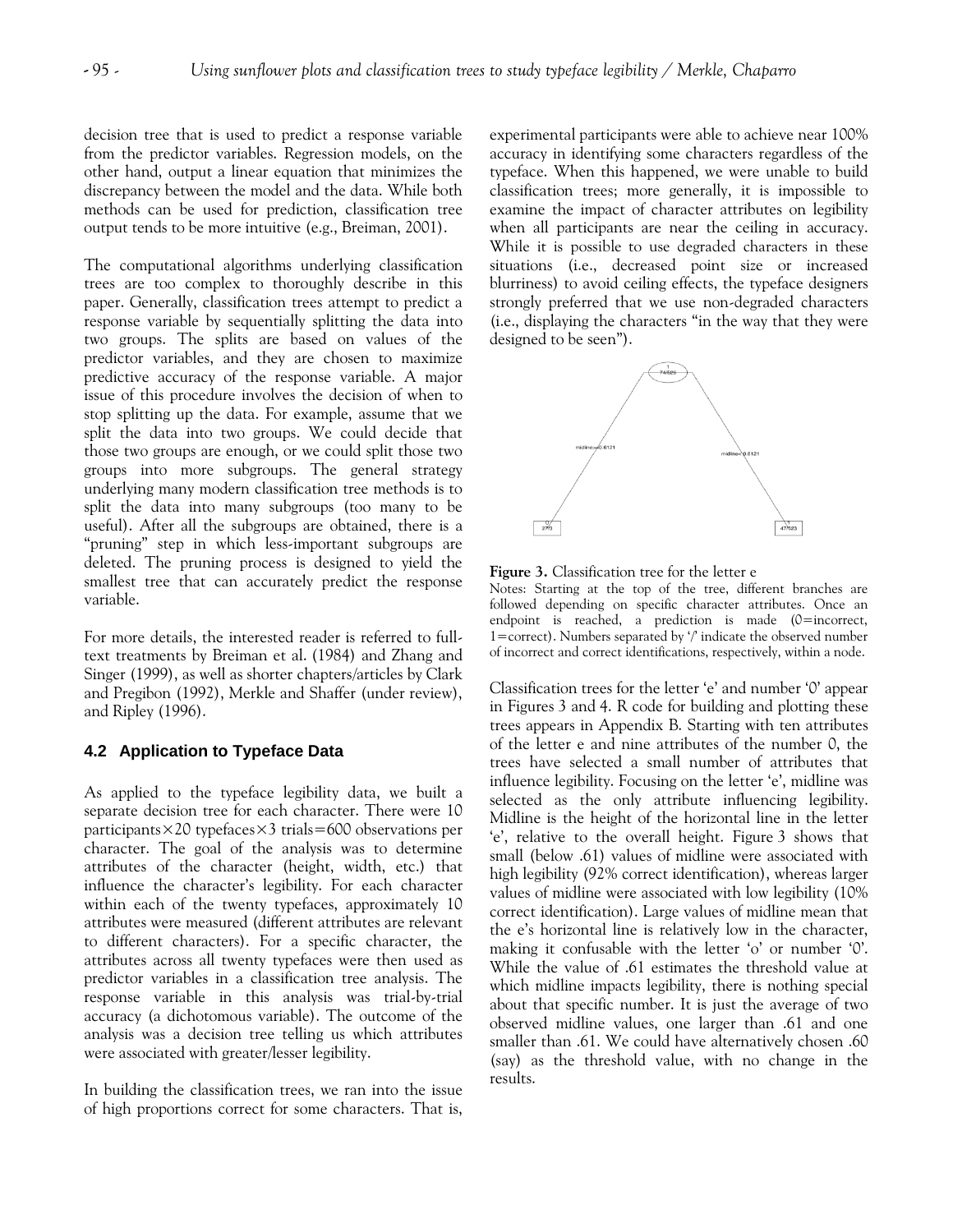decision tree that is used to predict a response variable from the predictor variables. Regression models, on the other hand, output a linear equation that minimizes the discrepancy between the model and the data. While both methods can be used for prediction, classification tree output tends to be more intuitive (e.g., Breiman, 2001).

The computational algorithms underlying classification trees are too complex to thoroughly describe in this paper. Generally, classification trees attempt to predict a response variable by sequentially splitting the data into two groups. The splits are based on values of the predictor variables, and they are chosen to maximize predictive accuracy of the response variable. A major issue of this procedure involves the decision of when to stop splitting up the data. For example, assume that we split the data into two groups. We could decide that those two groups are enough, or we could split those two groups into more subgroups. The general strategy underlying many modern classification tree methods is to split the data into many subgroups (too many to be useful). After all the subgroups are obtained, there is a "pruning" step in which less-important subgroups are deleted. The pruning process is designed to yield the smallest tree that can accurately predict the response variable.

For more details, the interested reader is referred to full-text treatments by Breiman et al. (1984) and Zhang and Singer (1999), as well as shorter chapters/articles by Clark and Pregibon (1992), Merkle and Shaffer (under review), and Ripley (1996).

### 4.2 Application to Typeface Data

As applied to the typeface legibility data, we built a separate decision tree for each character. There were 10 participants×20 typefaces×3 trials=600 observations per character. The goal of the analysis was to determine attributes of the character (height, width, etc.) that influence the character's legibility. For each character within each of the twenty typefaces, approximately 10 attributes were measured (different attributes are relevant to different characters). For a specific character, the attributes across all twenty typefaces were then used as predictor variables in a classification tree analysis. The response variable in this analysis was trial-by-trial accuracy (a dichotomous variable). The outcome of the analysis was a decision tree telling us which attributes were associated with greater/lesser legibility.

In building the classification trees, we ran into the issue of high proportions correct for some characters. That is, experimental participants were able to achieve near 100% accuracy in identifying some characters regardless of the typeface. When this happened, we were unable to build classification trees; more generally, it is impossible to examine the impact of character attributes on legibility when all participants are near the ceiling in accuracy. While it is possible to use degraded characters in these situations (i.e., decreased point size or increased blurriness) to avoid ceiling effects, the typeface designers strongly preferred that we use non-degraded characters (i.e., displaying the characters "in the way that they were designed to be seen").

**Figure 3.** Classification tree for the letter e

Notes: Starting at the top of the tree, different branches are followed depending on specific character attributes. Once an endpoint is reached, a prediction is made (0=incorrect, 1=correct). Numbers separated by '/' indicate the observed number of incorrect and correct identifications, respectively, within a node.

Classification trees for the letter 'e' and number '0' appear in Figures 3 and 4. R code for building and plotting these trees appears in Appendix B. Starting with ten attributes of the letter e and nine attributes of the number 0, the trees have selected a small number of attributes that influence legibility. Focusing on the letter 'e', midline was selected as the only attribute influencing legibility. Midline is the height of the horizontal line in the letter 'e', relative to the overall height. Figure 3 shows that small (below .61) values of midline were associated with high legibility (92% correct identification), whereas larger values of midline were associated with low legibility (10% correct identification). Large values of midline mean that the e's horizontal line is relatively low in the character, making it confusable with the letter 'o' or number '0'. While the value of .61 estimates the threshold value at which midline impacts legibility, there is nothing special about that specific number. It is just the average of two observed midline values, one larger than .61 and one smaller than .61. We could have alternatively chosen .60 (say) as the threshold value, with no change in the results.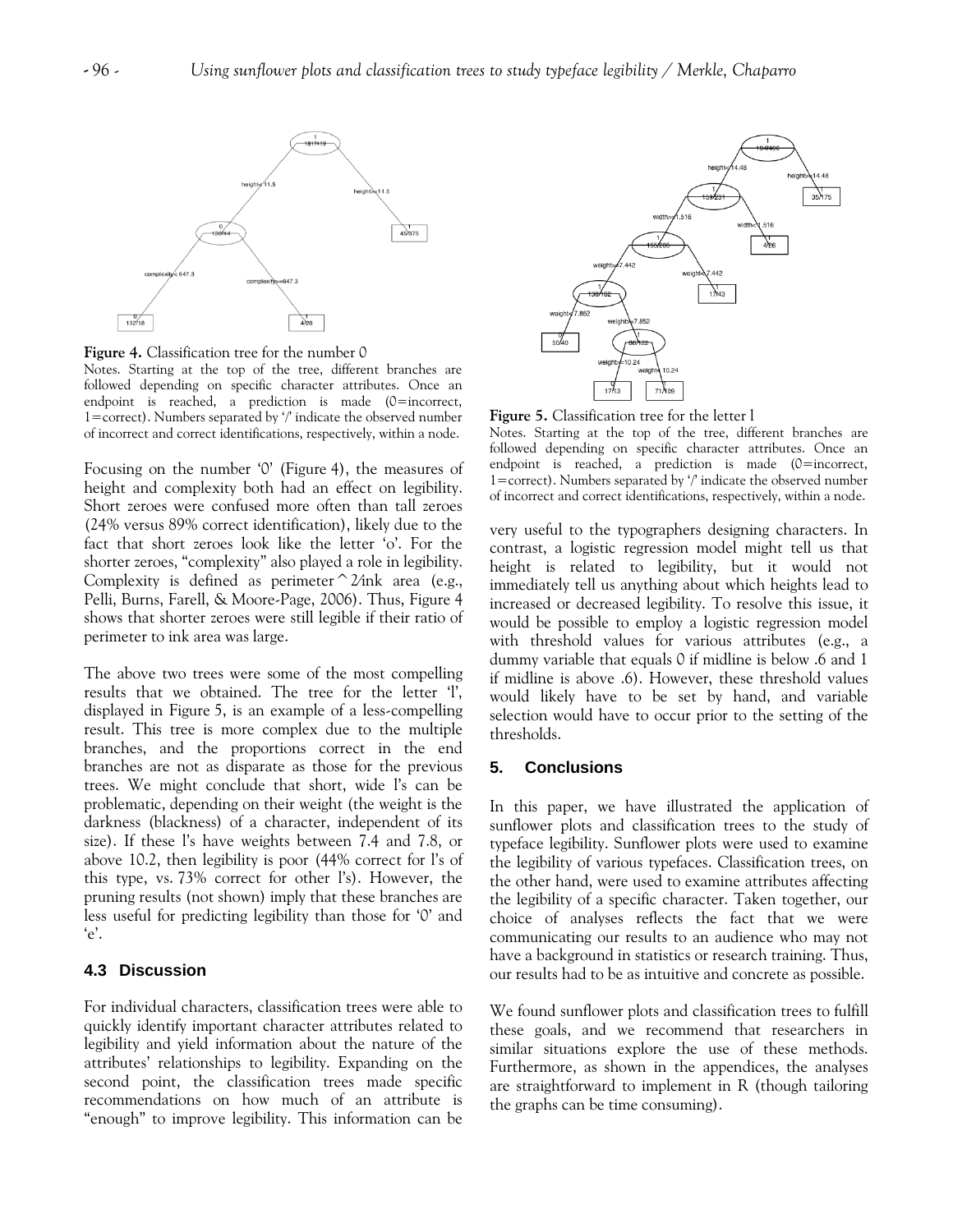**Figure 4.** Classification tree for the number 0

Notes. Starting at the top of the tree, different branches are followed depending on specific character attributes. Once an endpoint is reached, a prediction is made (0=incorrect, 1=correct). Numbers separated by '/' indicate the observed number of incorrect and correct identifications, respectively, within a node.

Focusing on the number '0' (Figure 4), the measures of height and complexity both had an effect on legibility. Short zeroes were confused more often than tall zeroes (24% versus 89% correct identification), likely due to the fact that short zeroes look like the letter 'o'. For the shorter zeroes, "complexity" also played a role in legibility. Complexity is defined as perimeter^2/ink area (e.g., Pelli, Burns, Farell, & Moore-Page, 2006). Thus, Figure 4 shows that shorter zeroes were still legible if their ratio of perimeter to ink area was large.

The above two trees were some of the most compelling results that we obtained. The tree for the letter 'l', displayed in Figure 5, is an example of a less-compelling result. This tree is more complex due to the multiple branches, and the proportions correct in the end branches are not as disparate as those for the previous trees. We might conclude that short, wide l's can be problematic, depending on their weight (the weight is the darkness (blackness) of a character, independent of its size). If these l's have weights between 7.4 and 7.8, or above 10.2, then legibility is poor (44% correct for l's of this type, vs. 73% correct for other l's). However, the pruning results (not shown) imply that these branches are less useful for predicting legibility than those for '0' and 'e'.

### 4.3 Discussion

For individual characters, classification trees were able to quickly identify important character attributes related to legibility and yield information about the nature of the attributes' relationships to legibility. Expanding on the second point, the classification trees made specific recommendations on how much of an attribute is "enough" to improve legibility. This information can be very useful to the typographers designing characters. In contrast, a logistic regression model might tell us that height is related to legibility, but it would not immediately tell us anything about which heights lead to increased or decreased legibility. To resolve this issue, it would be possible to employ a logistic regression model with threshold values for various attributes (e.g., a dummy variable that equals 0 if midline is below .6 and 1 if midline is above .6). However, these threshold values would likely have to be set by hand, and variable selection would have to occur prior to the setting of the thresholds.

**Figure 5.** Classification tree for the letter l

Notes. Starting at the top of the tree, different branches are followed depending on specific character attributes. Once an endpoint is reached, a prediction is made (0=incorrect, 1=correct). Numbers separated by '/' indicate the observed number of incorrect and correct identifications, respectively, within a node.

## 5. Conclusions

In this paper, we have illustrated the application of sunflower plots and classification trees to the study of typeface legibility. Sunflower plots were used to examine the legibility of various typefaces. Classification trees, on the other hand, were used to examine attributes affecting the legibility of a specific character. Taken together, our choice of analyses reflects the fact that we were communicating our results to an audience who may not have a background in statistics or research training. Thus, our results had to be as intuitive and concrete as possible.

We found sunflower plots and classification trees to fulfill these goals, and we recommend that researchers in similar situations explore the use of these methods. Furthermore, as shown in the appendices, the analyses are straightforward to implement in R (though tailoring the graphs can be time consuming).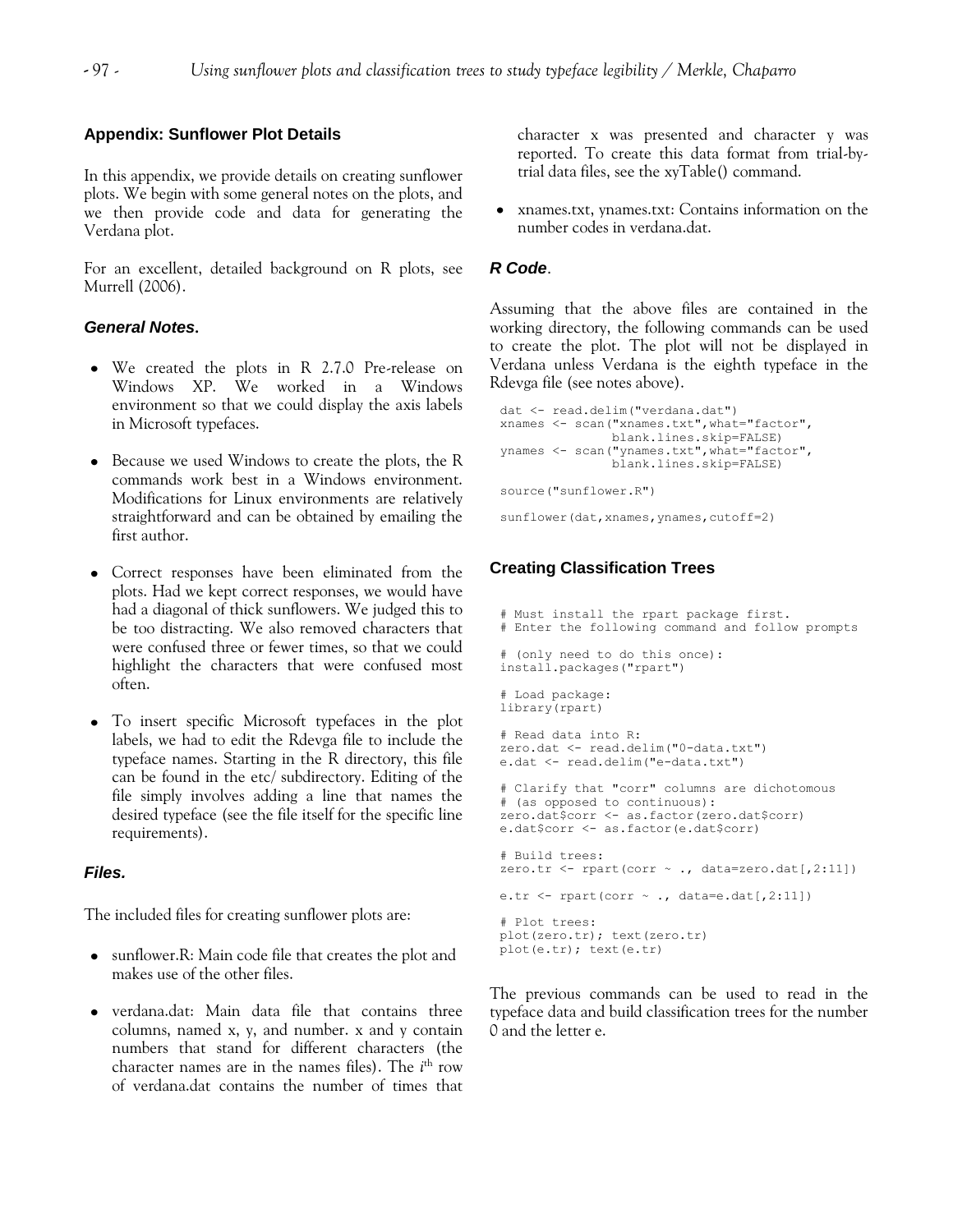## Appendix: Sunflower Plot Details

In this appendix, we provide details on creating sunflower plots. We begin with some general notes on the plots, and we then provide code and data for generating the Verdana plot.

For an excellent, detailed background on R plots, see Murrell (2006).

### *General Notes*.

- We created the plots in R 2.7.0 Pre-release on Windows XP. We worked in a Windows environment so that we could display the axis labels in Microsoft typefaces.
- Because we used Windows to create the plots, the R commands work best in a Windows environment. Modifications for Linux environments are relatively straightforward and can be obtained by emailing the first author.
- Correct responses have been eliminated from the plots. Had we kept correct responses, we would have had a diagonal of thick sunflowers. We judged this to be too distracting. We also removed characters that were confused three or fewer times, so that we could highlight the characters that were confused most often.
- To insert specific Microsoft typefaces in the plot labels, we had to edit the Rdevga file to include the typeface names. Starting in the R directory, this file can be found in the etc/ subdirectory. Editing of the file simply involves adding a line that names the desired typeface (see the file itself for the specific line requirements).

### *Files*.

The included files for creating sunflower plots are:

- sunflower.R: Main code file that creates the plot and makes use of the other files.
- verdana.dat: Main data file that contains three columns, named x, y, and number. x and y contain numbers that stand for different characters (the character names are in the names files). The *i*th row of verdana.dat contains the number of times that character x was presented and character y was reported. To create this data format from trial-by-trial data files, see the xyTable() command.
- xnames.txt, ynames.txt: Contains information on the number codes in verdana.dat.

### *R Code*.

Assuming that the above files are contained in the working directory, the following commands can be used to create the plot. The plot will not be displayed in Verdana unless Verdana is the eighth typeface in the Rdevga file (see notes above).

```
dat <- read.delim("verdana.dat")
xnames <- scan("xnames.txt",what="factor",
              blank.lines.skip=FALSE)
ynames <- scan("ynames.txt",what="factor",
              blank.lines.skip=FALSE)

source("sunflower.R")

sunflower(dat,xnames,ynames,cutoff=2)
```

## Creating Classification Trees

```
# Must install the rpart package first.
# Enter the following command and follow prompts

# (only need to do this once):
install.packages("rpart")

# Load package:
library(rpart)

# Read data into R:
zero.dat <- read.delim("0-data.txt")
e.dat <- read.delim("e-data.txt")

# Clarify that "corr" columns are dichotomous
# (as opposed to continuous):
zero.dat$corr <- as.factor(zero.dat$corr)
e.dat$corr <- as.factor(e.dat$corr)

# Build trees:
zero.tr <- rpart(corr ~ ., data=zero.dat[,2:11])

e.tr <- rpart(corr ~ ., data=e.dat[,2:11])

# Plot trees:
plot(zero.tr); text(zero.tr)
plot(e.tr); text(e.tr)
```

The previous commands can be used to read in the typeface data and build classification trees for the number 0 and the letter e.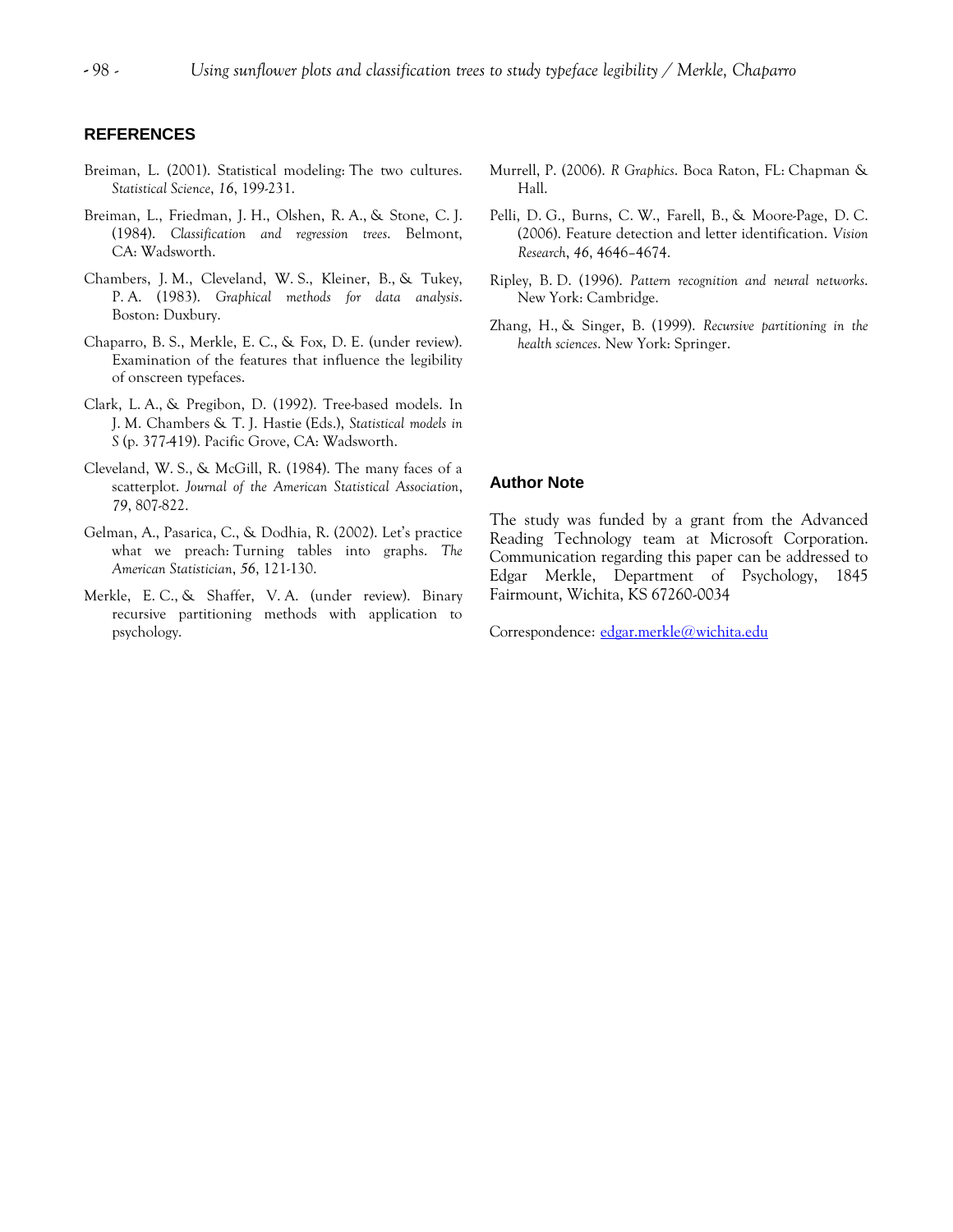## REFERENCES

Breiman, L. (2001). Statistical modeling: The two cultures. *Statistical Science*, *16*, 199-231.

Breiman, L., Friedman, J. H., Olshen, R. A., & Stone, C. J. (1984). *Classification and regression trees*. Belmont, CA: Wadsworth.

Chambers, J. M., Cleveland, W. S., Kleiner, B., & Tukey, P. A. (1983). *Graphical methods for data analysis*. Boston: Duxbury.

Chaparro, B. S., Merkle, E. C., & Fox, D. E. (under review). Examination of the features that influence the legibility of onscreen typefaces.

Clark, L. A., & Pregibon, D. (1992). Tree-based models. In J. M. Chambers & T. J. Hastie (Eds.), *Statistical models in S* (p. 377-419). Pacific Grove, CA: Wadsworth.

Cleveland, W. S., & McGill, R. (1984). The many faces of a scatterplot. *Journal of the American Statistical Association*, *79*, 807-822.

Gelman, A., Pasarica, C., & Dodhia, R. (2002). Let's practice what we preach: Turning tables into graphs. *The American Statistician*, *56*, 121-130.

Merkle, E. C., & Shaffer, V. A. (under review). Binary recursive partitioning methods with application to psychology.

Murrell, P. (2006). *R Graphics*. Boca Raton, FL: Chapman & Hall.

Pelli, D. G., Burns, C. W., Farell, B., & Moore-Page, D. C. (2006). Feature detection and letter identification. *Vision Research*, *46*, 4646–4674.

Ripley, B. D. (1996). *Pattern recognition and neural networks*. New York: Cambridge.

Zhang, H., & Singer, B. (1999). *Recursive partitioning in the health sciences*. New York: Springer.

## Author Note

The study was funded by a grant from the Advanced Reading Technology team at Microsoft Corporation. Communication regarding this paper can be addressed to Edgar Merkle, Department of Psychology, 1845 Fairmount, Wichita, KS 67260-0034

Correspondence: edgar.merkle@wichita.edu